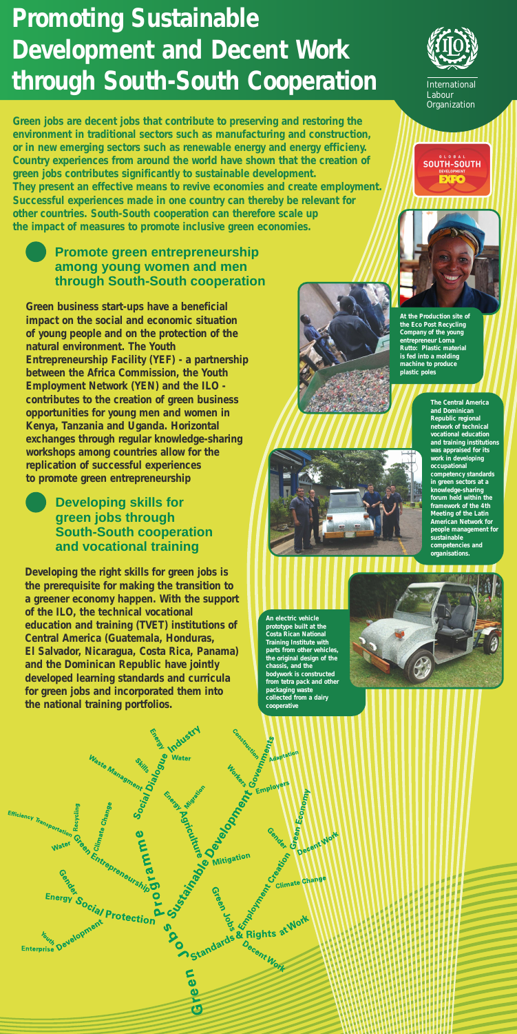# Promoting Sustainable Development and Decent Work through South-South Cooperation

International Labour Organization

GLOBAL SOUTH-SOUTH DEVELOPMENT EXPO

**Green jobs are decent jobs that contribute to preserving and restoring the environment in traditional sectors such as manufacturing and construction, or in new emerging sectors such as renewable energy and energy efficieny. Country experiences from around the world have shown that the creation of green jobs contributes significantly to sustainable development. They present an effective means to revive economies and create employment. Successful experiences made in one country can thereby be relevant for other countries. South-South cooperation can therefore scale up the impact of measures to promote inclusive green economies.**

## Promote green entrepreneurship among young women and men through South-South cooperation

**Green business start-ups have a beneficial impact on the social and economic situation of young people and on the protection of the natural environment. The Youth Entrepreneurship Facility (YEF) - a partnership between the Africa Commission, the Youth Employment Network (YEN) and the ILO - contributes to the creation of green business opportunities for young men and women in Kenya, Tanzania and Uganda. Horizontal exchanges through regular knowledge-sharing workshops among countries allow for the replication of successful experiences to promote green entrepreneurship**

At the Production site of the Eco Post Recycling Company of the young entrepreneur Lorna Rutto: Plastic material is fed into a molding machine to produce plastic poles

## Developing skills for green jobs through South-South cooperation and vocational training

**Developing the right skills for green jobs is the prerequisite for making the transition to a greener economy happen. With the support of the ILO, the technical vocational education and training (TVET) institutions of Central America (Guatemala, Honduras, El Salvador, Nicaragua, Costa Rica, Panama) and the Dominican Republic have jointly developed learning standards and curricula for green jobs and incorporated them into the national training portfolios.**

The Central America and Dominican Republic regional network of technical vocational education and training institutions was appraised for its work in developing occupational competency standards in green sectors at a knowledge-sharing forum held within the framework of the 4th Meeting of the Latin American Network for people management for sustainable competencies and organisations.

An electric vehicle prototype built at the Costa Rican National Training Institute with parts from other vehicles, the original design of the chassis, and the bodywork is constructed from tetra pack and other packaging waste collected from a dairy cooperative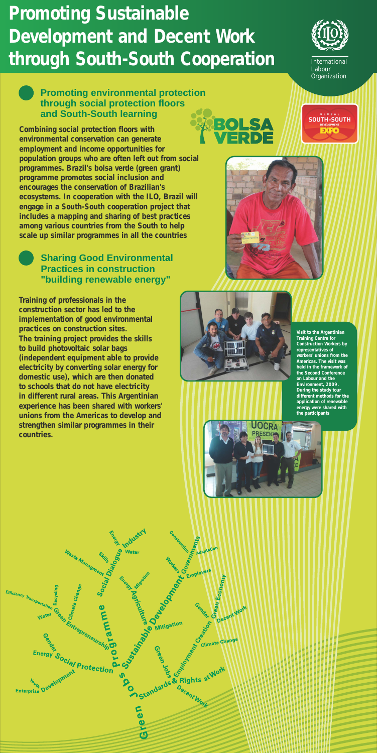# Promoting Sustainable Development and Decent Work through South-South Cooperation

International Labour Organization

## Promoting environmental protection through social protection floors and South-South learning

**Combining social protection floors with environmental conservation can generate employment and income opportunities for population groups who are often left out from social programmes. Brazil's bolsa verde (green grant) programme promotes social inclusion and encourages the conservation of Brazilian's ecosystems. In cooperation with the ILO, Brazil will engage in a South-South cooperation project that includes a mapping and sharing of best practices among various countries from the South to help scale up similar programmes in all the countries**

## Sharing Good Environmental Practices in construction "building renewable energy"

**Training of professionals in the construction sector has led to the implementation of good environmental practices on construction sites. The training project provides the skills to build photovoltaic solar bags (independent equipment able to provide electricity by converting solar energy for domestic use), which are then donated to schools that do not have electricity in different rural areas. This Argentinian experience has been shared with workers' unions from the Americas to develop and strengthen similar programmes in their countries.**

**Visit to the Argentinian Training Centre for Construction Workers by representatives of workers' unions from the Americas. The visit was held in the framework of the Second Conference on Labour and the Environment, 2009. During the study tour different methods for the application of renewable energy were shared with the participants**